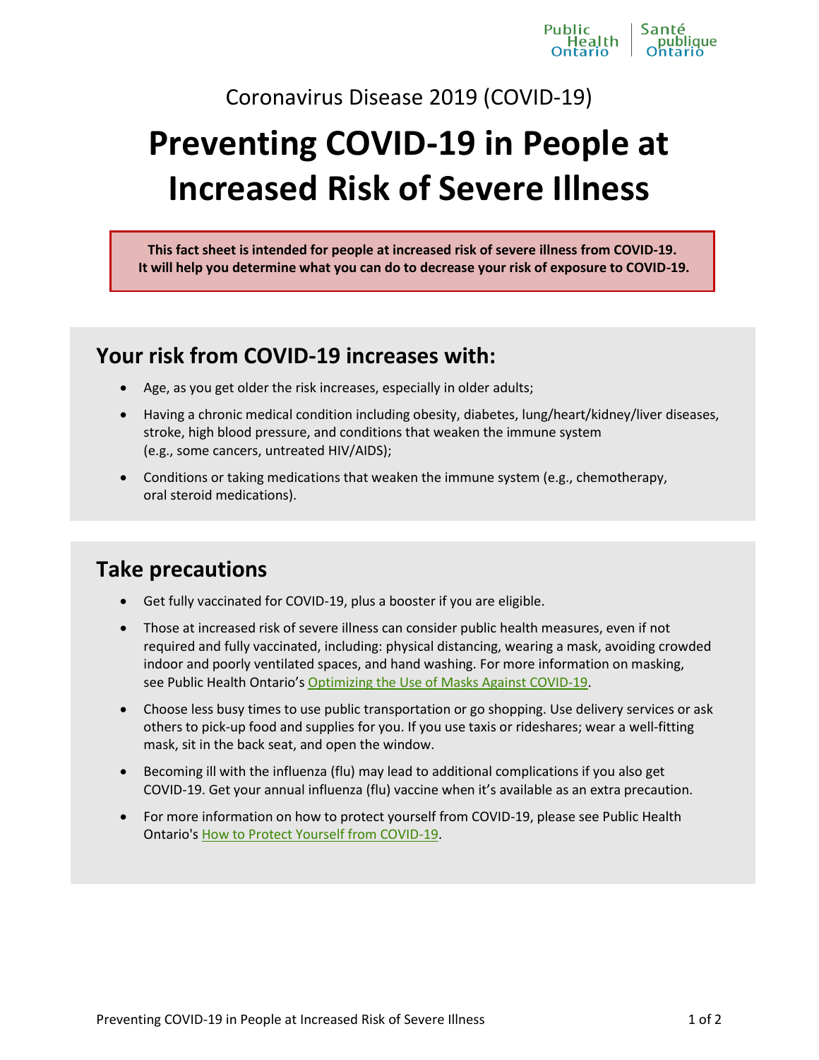Coronavirus Disease 2019 (COVID-19)

# Preventing COVID-19 in People at Increased Risk of Severe Illness

**This fact sheet is intended for people at increased risk of severe illness from COVID-19. It will help you determine what you can do to decrease your risk of exposure to COVID-19.**

## Your risk from COVID-19 increases with:

- Age, as you get older the risk increases, especially in older adults;
- Having a chronic medical condition including obesity, diabetes, lung/heart/kidney/liver diseases, stroke, high blood pressure, and conditions that weaken the immune system (e.g., some cancers, untreated HIV/AIDS);
- Conditions or taking medications that weaken the immune system (e.g., chemotherapy, oral steroid medications).

## Take precautions

- Get fully vaccinated for COVID-19, plus a booster if you are eligible.
- Those at increased risk of severe illness can consider public health measures, even if not required and fully vaccinated, including: physical distancing, wearing a mask, avoiding crowded indoor and poorly ventilated spaces, and hand washing. For more information on masking, see Public Health Ontario's Optimizing the Use of Masks Against COVID-19.
- Choose less busy times to use public transportation or go shopping. Use delivery services or ask others to pick-up food and supplies for you. If you use taxis or rideshares; wear a well-fitting mask, sit in the back seat, and open the window.
- Becoming ill with the influenza (flu) may lead to additional complications if you also get COVID-19. Get your annual influenza (flu) vaccine when it's available as an extra precaution.
- For more information on how to protect yourself from COVID-19, please see Public Health Ontario's How to Protect Yourself from COVID-19.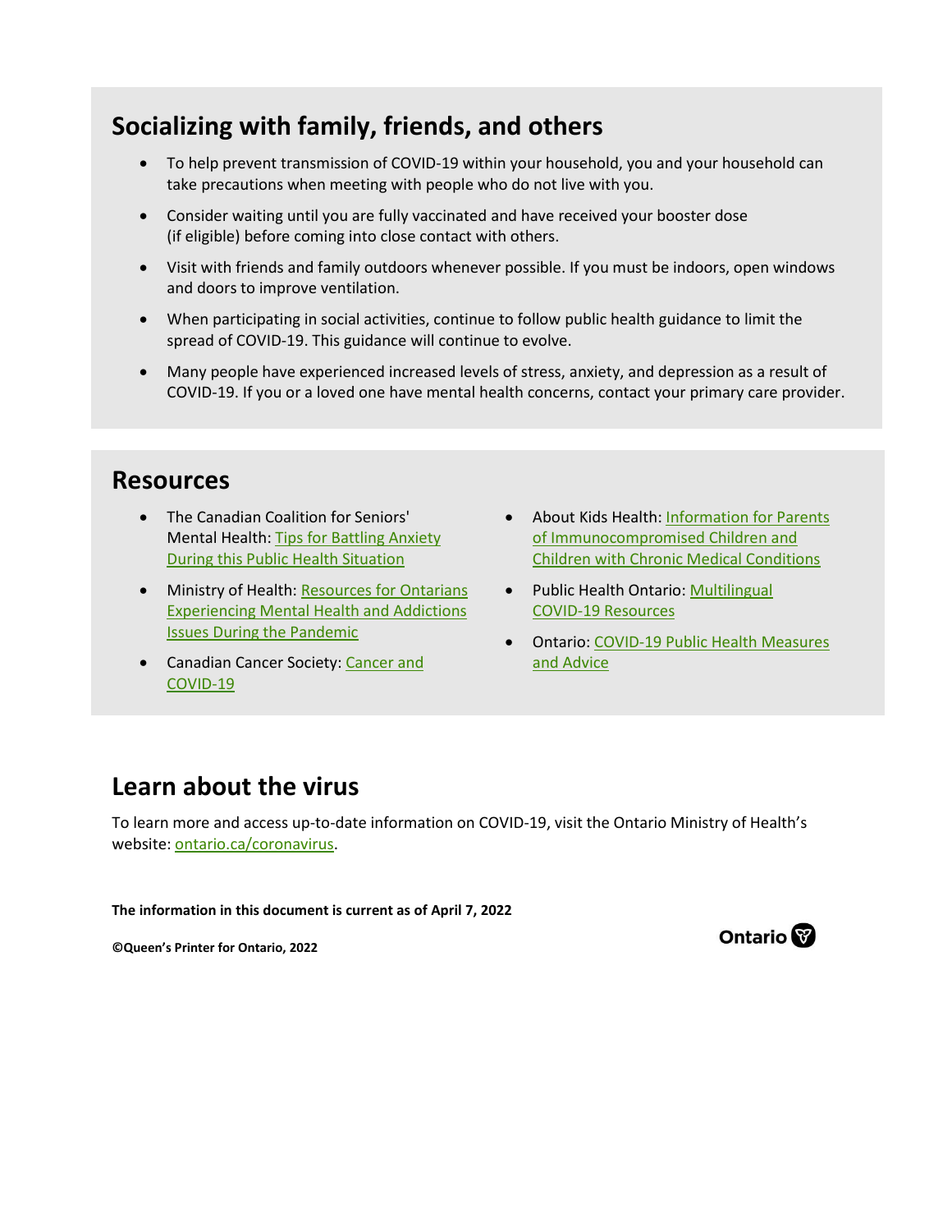## Socializing with family, friends, and others

- To help prevent transmission of COVID-19 within your household, you and your household can take precautions when meeting with people who do not live with you.
- Consider waiting until you are fully vaccinated and have received your booster dose (if eligible) before coming into close contact with others.
- Visit with friends and family outdoors whenever possible. If you must be indoors, open windows and doors to improve ventilation.
- When participating in social activities, continue to follow public health guidance to limit the spread of COVID-19. This guidance will continue to evolve.
- Many people have experienced increased levels of stress, anxiety, and depression as a result of COVID-19. If you or a loved one have mental health concerns, contact your primary care provider.

## Resources

- The Canadian Coalition for Seniors' Mental Health: Tips for Battling Anxiety During this Public Health Situation
- Ministry of Health: Resources for Ontarians Experiencing Mental Health and Addictions Issues During the Pandemic
- Canadian Cancer Society: Cancer and COVID-19
- About Kids Health: Information for Parents of Immunocompromised Children and Children with Chronic Medical Conditions
- Public Health Ontario: Multilingual COVID-19 Resources
- Ontario: COVID-19 Public Health Measures and Advice

## Learn about the virus

To learn more and access up-to-date information on COVID-19, visit the Ontario Ministry of Health's website: ontario.ca/coronavirus.

**The information in this document is current as of April 7, 2022**

**©Queen's Printer for Ontario, 2022**

Ontario